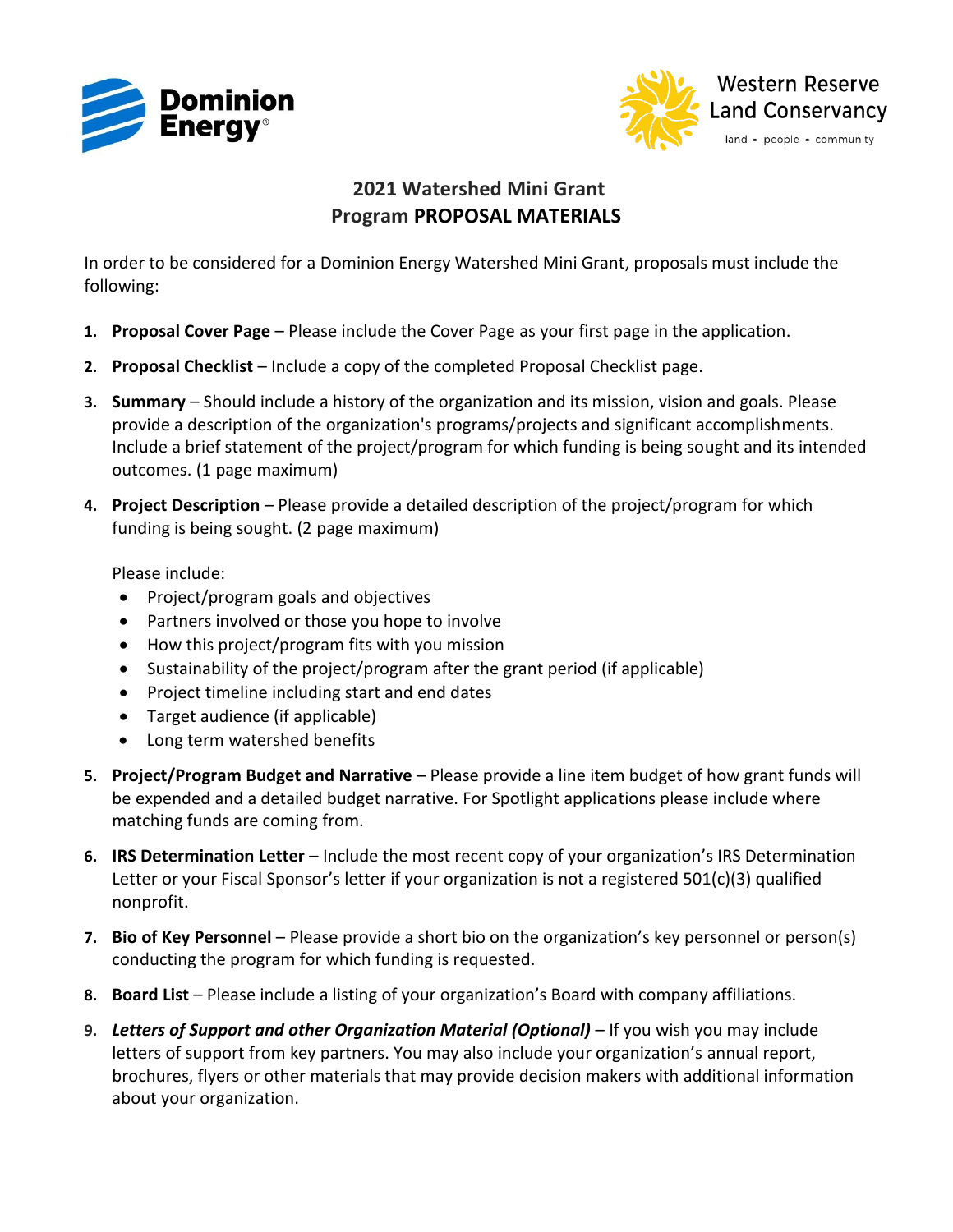Dominion Energy

Western Reserve Land Conservancy
land • people • community

# 2021 Watershed Mini Grant
## Program PROPOSAL MATERIALS

In order to be considered for a Dominion Energy Watershed Mini Grant, proposals must include the following:

1. **Proposal Cover Page** – Please include the Cover Page as your first page in the application.
2. **Proposal Checklist** – Include a copy of the completed Proposal Checklist page.
3. **Summary** – Should include a history of the organization and its mission, vision and goals. Please provide a description of the organization's programs/projects and significant accomplishments. Include a brief statement of the project/program for which funding is being sought and its intended outcomes. (1 page maximum)
4. **Project Description** – Please provide a detailed description of the project/program for which funding is being sought. (2 page maximum)

   Please include:
   - Project/program goals and objectives
   - Partners involved or those you hope to involve
   - How this project/program fits with you mission
   - Sustainability of the project/program after the grant period (if applicable)
   - Project timeline including start and end dates
   - Target audience (if applicable)
   - Long term watershed benefits
5. **Project/Program Budget and Narrative** – Please provide a line item budget of how grant funds will be expended and a detailed budget narrative. For Spotlight applications please include where matching funds are coming from.
6. **IRS Determination Letter** – Include the most recent copy of your organization's IRS Determination Letter or your Fiscal Sponsor's letter if your organization is not a registered 501(c)(3) qualified nonprofit.
7. **Bio of Key Personnel** – Please provide a short bio on the organization's key personnel or person(s) conducting the program for which funding is requested.
8. **Board List** – Please include a listing of your organization's Board with company affiliations.
9. ***Letters of Support and other Organization Material (Optional)*** – If you wish you may include letters of support from key partners. You may also include your organization's annual report, brochures, flyers or other materials that may provide decision makers with additional information about your organization.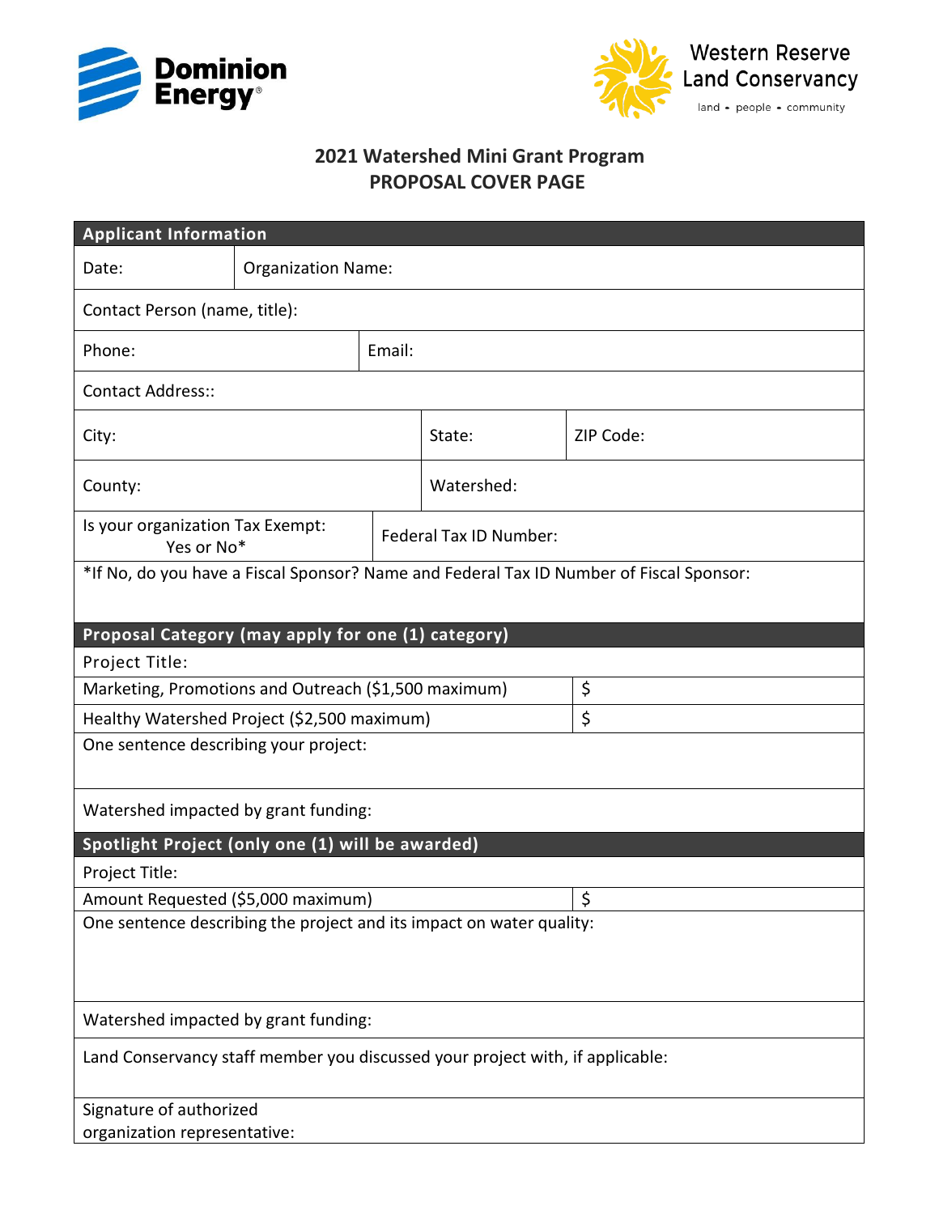Dominion Energy

Western Reserve Land Conservancy
land • people • community

## 2021 Watershed Mini Grant Program
## PROPOSAL COVER PAGE

| **Applicant Information** | | | |
|---|---|---|---|
| Date: | Organization Name: | | |
| Contact Person (name, title): | | | |
| Phone: | Email: | | |
| Contact Address:: | | | |
| City: | State: | ZIP Code: | |
| County: | Watershed: | | |
| Is your organization Tax Exempt: Yes or No* | Federal Tax ID Number: | | |
| *If No, do you have a Fiscal Sponsor? Name and Federal Tax ID Number of Fiscal Sponsor: | | | |

| **Proposal Category (may apply for one (1) category)** | |
|---|---|
| Project Title: | |
| Marketing, Promotions and Outreach ($1,500 maximum) | $ |
| Healthy Watershed Project ($2,500 maximum) | $ |
| One sentence describing your project: | |
| Watershed impacted by grant funding: | |

| **Spotlight Project (only one (1) will be awarded)** | |
|---|---|
| Project Title: | |
| Amount Requested ($5,000 maximum) | $ |
| One sentence describing the project and its impact on water quality: | |
| Watershed impacted by grant funding: | |
| Land Conservancy staff member you discussed your project with, if applicable: | |
| Signature of authorized organization representative: | |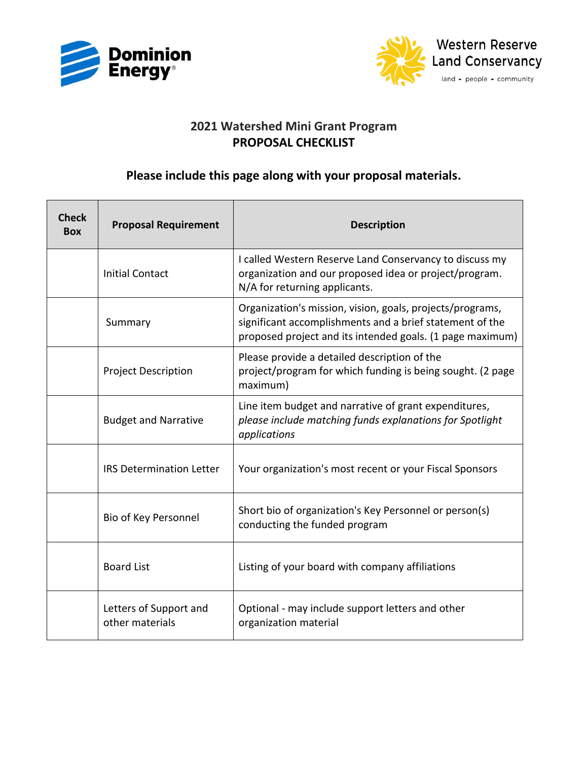Dominion Energy

Western Reserve Land Conservancy
land • people • community

## 2021 Watershed Mini Grant Program
## PROPOSAL CHECKLIST

### Please include this page along with your proposal materials.

| Check Box | Proposal Requirement | Description |
|---|---|---|
| | Initial Contact | I called Western Reserve Land Conservancy to discuss my organization and our proposed idea or project/program. N/A for returning applicants. |
| | Summary | Organization's mission, vision, goals, projects/programs, significant accomplishments and a brief statement of the proposed project and its intended goals. (1 page maximum) |
| | Project Description | Please provide a detailed description of the project/program for which funding is being sought. (2 page maximum) |
| | Budget and Narrative | Line item budget and narrative of grant expenditures, *please include matching funds explanations for Spotlight applications* |
| | IRS Determination Letter | Your organization's most recent or your Fiscal Sponsors |
| | Bio of Key Personnel | Short bio of organization's Key Personnel or person(s) conducting the funded program |
| | Board List | Listing of your board with company affiliations |
| | Letters of Support and other materials | Optional - may include support letters and other organization material |